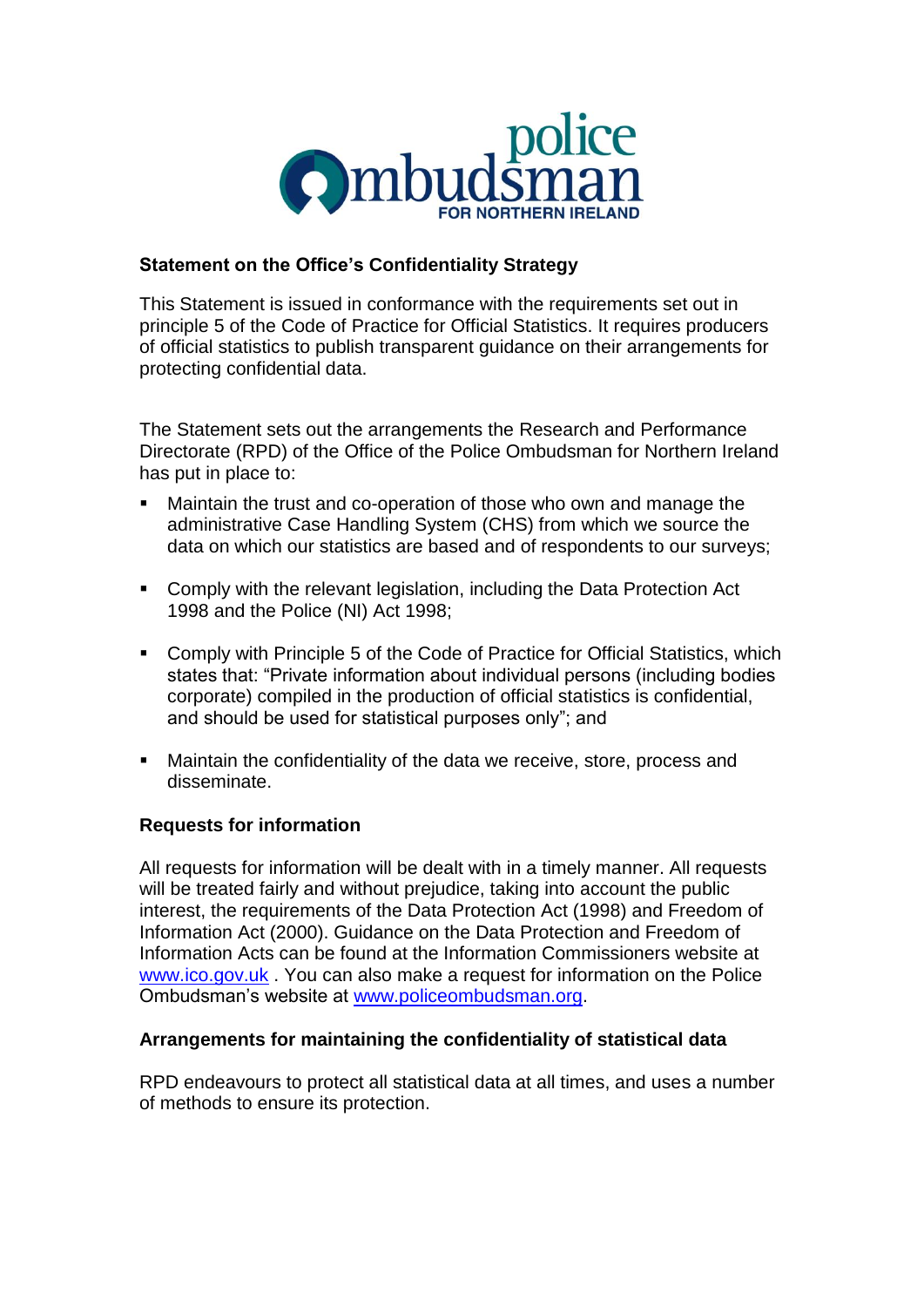# Statement on the Office's Confidentiality Strategy

This Statement is issued in conformance with the requirements set out in principle 5 of the Code of Practice for Official Statistics. It requires producers of official statistics to publish transparent guidance on their arrangements for protecting confidential data.

The Statement sets out the arrangements the Research and Performance Directorate (RPD) of the Office of the Police Ombudsman for Northern Ireland has put in place to:

- Maintain the trust and co-operation of those who own and manage the administrative Case Handling System (CHS) from which we source the data on which our statistics are based and of respondents to our surveys;
- Comply with the relevant legislation, including the Data Protection Act 1998 and the Police (NI) Act 1998;
- Comply with Principle 5 of the Code of Practice for Official Statistics, which states that: "Private information about individual persons (including bodies corporate) compiled in the production of official statistics is confidential, and should be used for statistical purposes only"; and
- Maintain the confidentiality of the data we receive, store, process and disseminate.

## Requests for information

All requests for information will be dealt with in a timely manner. All requests will be treated fairly and without prejudice, taking into account the public interest, the requirements of the Data Protection Act (1998) and Freedom of Information Act (2000). Guidance on the Data Protection and Freedom of Information Acts can be found at the Information Commissioners website at www.ico.gov.uk . You can also make a request for information on the Police Ombudsman's website at www.policeombudsman.org.

## Arrangements for maintaining the confidentiality of statistical data

RPD endeavours to protect all statistical data at all times, and uses a number of methods to ensure its protection.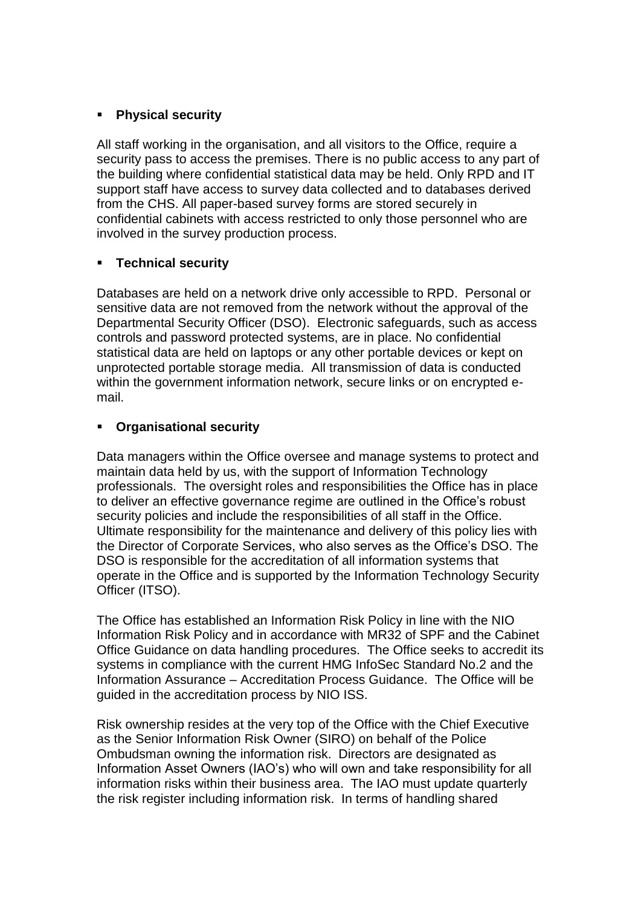- **Physical security**

All staff working in the organisation, and all visitors to the Office, require a security pass to access the premises. There is no public access to any part of the building where confidential statistical data may be held. Only RPD and IT support staff have access to survey data collected and to databases derived from the CHS. All paper-based survey forms are stored securely in confidential cabinets with access restricted to only those personnel who are involved in the survey production process.

- **Technical security**

Databases are held on a network drive only accessible to RPD. Personal or sensitive data are not removed from the network without the approval of the Departmental Security Officer (DSO). Electronic safeguards, such as access controls and password protected systems, are in place. No confidential statistical data are held on laptops or any other portable devices or kept on unprotected portable storage media. All transmission of data is conducted within the government information network, secure links or on encrypted e-mail.

- **Organisational security**

Data managers within the Office oversee and manage systems to protect and maintain data held by us, with the support of Information Technology professionals. The oversight roles and responsibilities the Office has in place to deliver an effective governance regime are outlined in the Office's robust security policies and include the responsibilities of all staff in the Office. Ultimate responsibility for the maintenance and delivery of this policy lies with the Director of Corporate Services, who also serves as the Office's DSO. The DSO is responsible for the accreditation of all information systems that operate in the Office and is supported by the Information Technology Security Officer (ITSO).

The Office has established an Information Risk Policy in line with the NIO Information Risk Policy and in accordance with MR32 of SPF and the Cabinet Office Guidance on data handling procedures. The Office seeks to accredit its systems in compliance with the current HMG InfoSec Standard No.2 and the Information Assurance – Accreditation Process Guidance. The Office will be guided in the accreditation process by NIO ISS.

Risk ownership resides at the very top of the Office with the Chief Executive as the Senior Information Risk Owner (SIRO) on behalf of the Police Ombudsman owning the information risk. Directors are designated as Information Asset Owners (IAO's) who will own and take responsibility for all information risks within their business area. The IAO must update quarterly the risk register including information risk. In terms of handling shared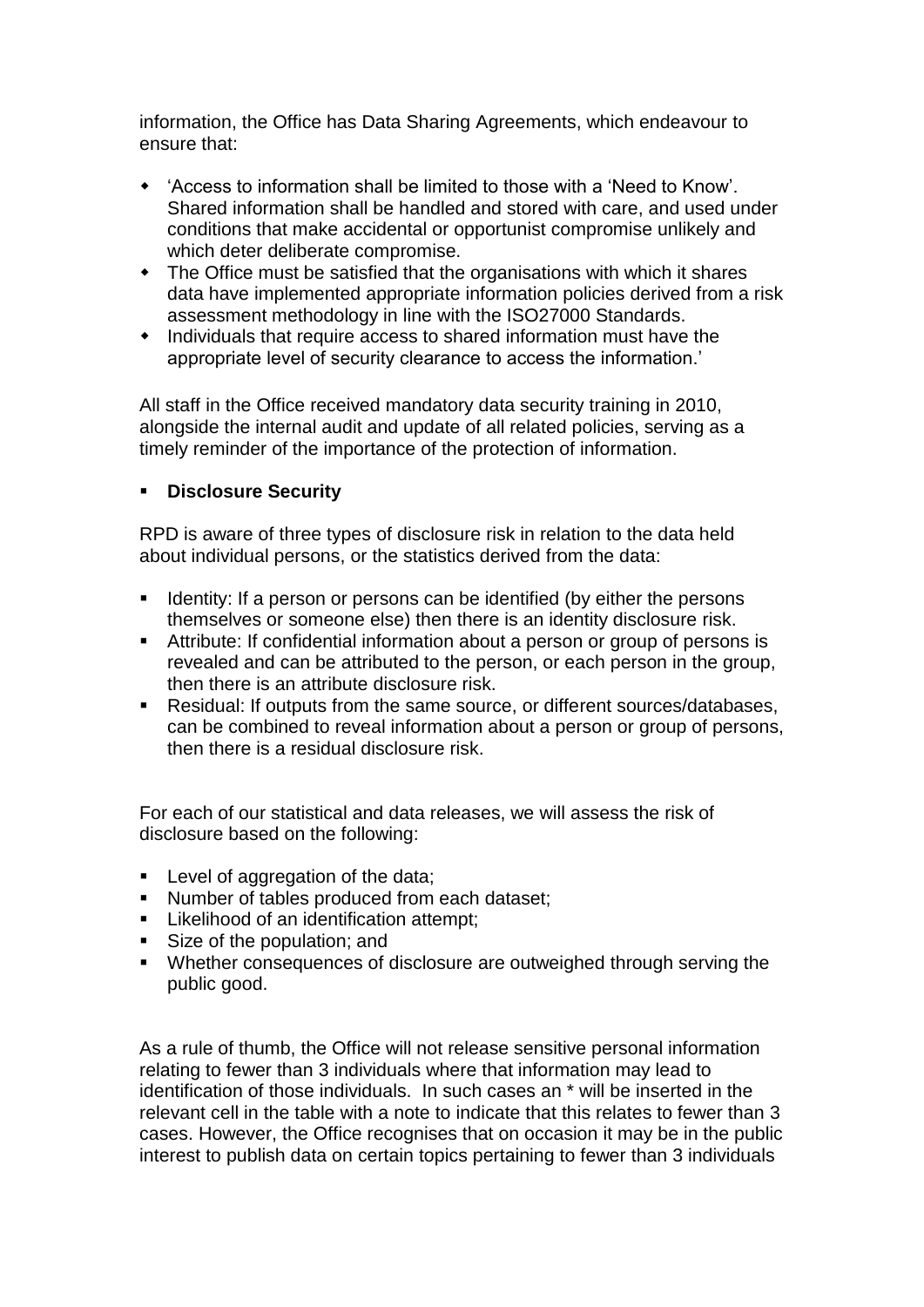information, the Office has Data Sharing Agreements, which endeavour to ensure that:

- 'Access to information shall be limited to those with a 'Need to Know'. Shared information shall be handled and stored with care, and used under conditions that make accidental or opportunist compromise unlikely and which deter deliberate compromise.
- The Office must be satisfied that the organisations with which it shares data have implemented appropriate information policies derived from a risk assessment methodology in line with the ISO27000 Standards.
- Individuals that require access to shared information must have the appropriate level of security clearance to access the information.'

All staff in the Office received mandatory data security training in 2010, alongside the internal audit and update of all related policies, serving as a timely reminder of the importance of the protection of information.

- **Disclosure Security**

RPD is aware of three types of disclosure risk in relation to the data held about individual persons, or the statistics derived from the data:

- Identity: If a person or persons can be identified (by either the persons themselves or someone else) then there is an identity disclosure risk.
- Attribute: If confidential information about a person or group of persons is revealed and can be attributed to the person, or each person in the group, then there is an attribute disclosure risk.
- Residual: If outputs from the same source, or different sources/databases, can be combined to reveal information about a person or group of persons, then there is a residual disclosure risk.

For each of our statistical and data releases, we will assess the risk of disclosure based on the following:

- Level of aggregation of the data;
- Number of tables produced from each dataset;
- Likelihood of an identification attempt;
- Size of the population; and
- Whether consequences of disclosure are outweighed through serving the public good.

As a rule of thumb, the Office will not release sensitive personal information relating to fewer than 3 individuals where that information may lead to identification of those individuals. In such cases an * will be inserted in the relevant cell in the table with a note to indicate that this relates to fewer than 3 cases. However, the Office recognises that on occasion it may be in the public interest to publish data on certain topics pertaining to fewer than 3 individuals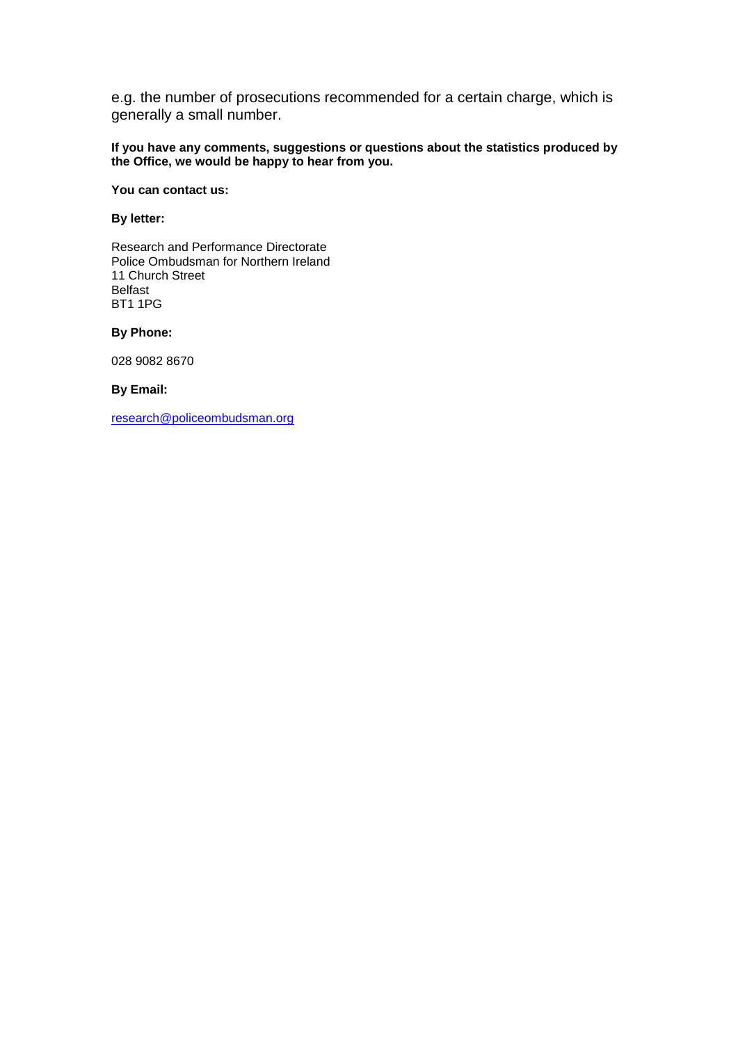e.g. the number of prosecutions recommended for a certain charge, which is generally a small number.

**If you have any comments, suggestions or questions about the statistics produced by the Office, we would be happy to hear from you.**

**You can contact us:**

**By letter:**

Research and Performance Directorate
Police Ombudsman for Northern Ireland
11 Church Street
Belfast
BT1 1PG

**By Phone:**

028 9082 8670

**By Email:**

research@policeombudsman.org